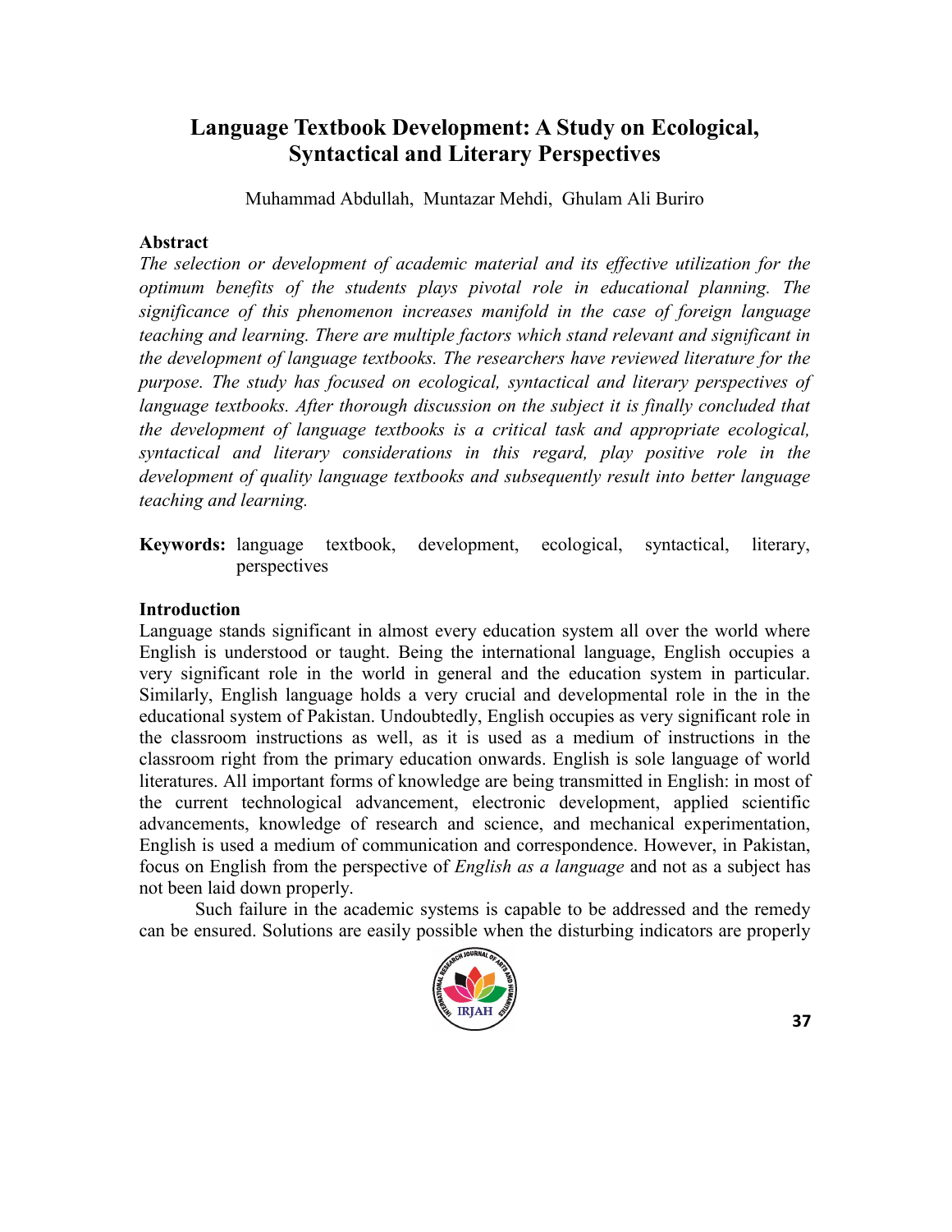# Language Textbook Development: A Study on Ecological, Syntactical and Literary Perspectives

Muhammad Abdullah, Muntazar Mehdi, Ghulam Ali Buriro

## Abstract

*The selection or development of academic material and its effective utilization for the optimum benefits of the students plays pivotal role in educational planning. The significance of this phenomenon increases manifold in the case of foreign language teaching and learning. There are multiple factors which stand relevant and significant in the development of language textbooks. The researchers have reviewed literature for the purpose. The study has focused on ecological, syntactical and literary perspectives of language textbooks. After thorough discussion on the subject it is finally concluded that the development of language textbooks is a critical task and appropriate ecological, syntactical and literary considerations in this regard, play positive role in the development of quality language textbooks and subsequently result into better language teaching and learning.*

**Keywords:** language textbook, development, ecological, syntactical, literary, perspectives

## Introduction

Language stands significant in almost every education system all over the world where English is understood or taught. Being the international language, English occupies a very significant role in the world in general and the education system in particular. Similarly, English language holds a very crucial and developmental role in the in the educational system of Pakistan. Undoubtedly, English occupies as very significant role in the classroom instructions as well, as it is used as a medium of instructions in the classroom right from the primary education onwards. English is sole language of world literatures. All important forms of knowledge are being transmitted in English: in most of the current technological advancement, electronic development, applied scientific advancements, knowledge of research and science, and mechanical experimentation, English is used a medium of communication and correspondence. However, in Pakistan, focus on English from the perspective of *English as a language* and not as a subject has not been laid down properly.

Such failure in the academic systems is capable to be addressed and the remedy can be ensured. Solutions are easily possible when the disturbing indicators are properly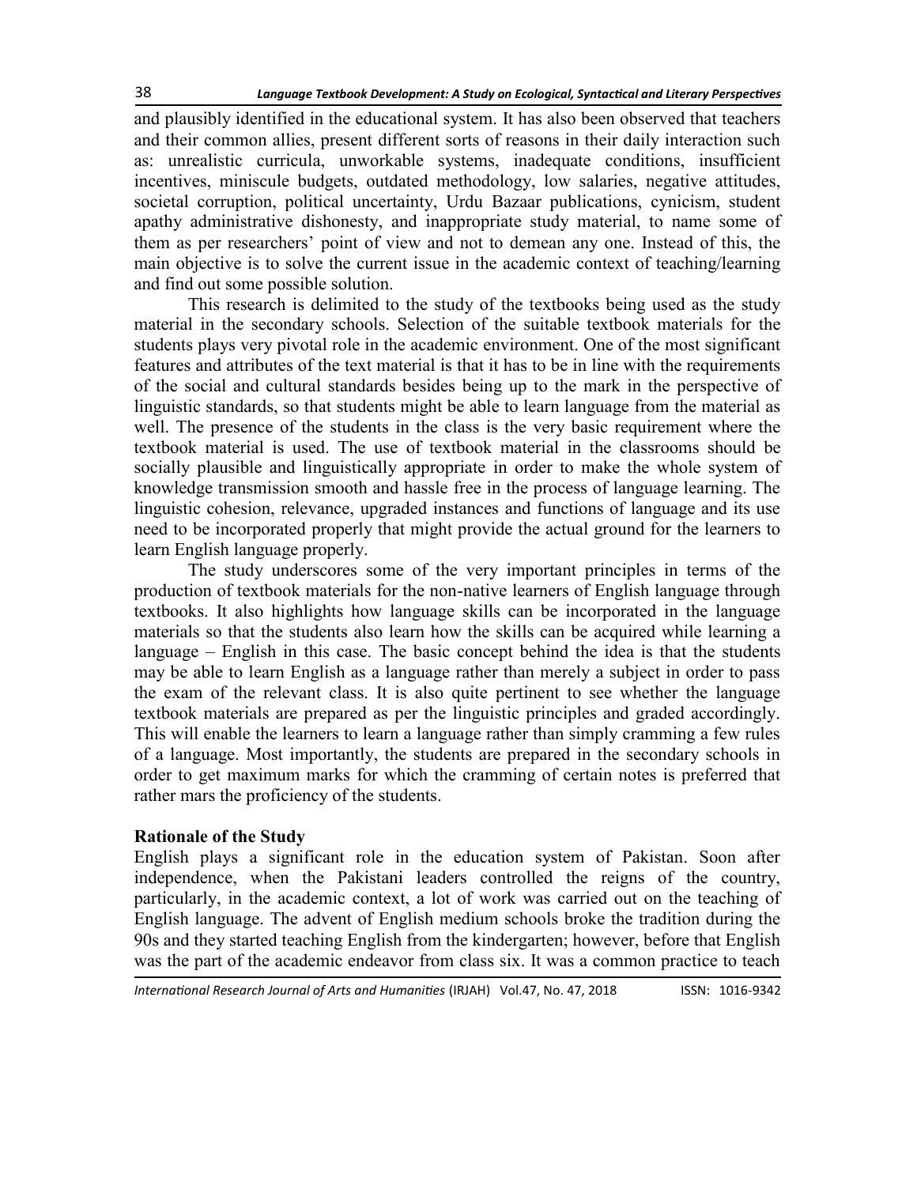and plausibly identified in the educational system. It has also been observed that teachers and their common allies, present different sorts of reasons in their daily interaction such as: unrealistic curricula, unworkable systems, inadequate conditions, insufficient incentives, miniscule budgets, outdated methodology, low salaries, negative attitudes, societal corruption, political uncertainty, Urdu Bazaar publications, cynicism, student apathy administrative dishonesty, and inappropriate study material, to name some of them as per researchers' point of view and not to demean any one. Instead of this, the main objective is to solve the current issue in the academic context of teaching/learning and find out some possible solution.

This research is delimited to the study of the textbooks being used as the study material in the secondary schools. Selection of the suitable textbook materials for the students plays very pivotal role in the academic environment. One of the most significant features and attributes of the text material is that it has to be in line with the requirements of the social and cultural standards besides being up to the mark in the perspective of linguistic standards, so that students might be able to learn language from the material as well. The presence of the students in the class is the very basic requirement where the textbook material is used. The use of textbook material in the classrooms should be socially plausible and linguistically appropriate in order to make the whole system of knowledge transmission smooth and hassle free in the process of language learning. The linguistic cohesion, relevance, upgraded instances and functions of language and its use need to be incorporated properly that might provide the actual ground for the learners to learn English language properly.

The study underscores some of the very important principles in terms of the production of textbook materials for the non-native learners of English language through textbooks. It also highlights how language skills can be incorporated in the language materials so that the students also learn how the skills can be acquired while learning a language – English in this case. The basic concept behind the idea is that the students may be able to learn English as a language rather than merely a subject in order to pass the exam of the relevant class. It is also quite pertinent to see whether the language textbook materials are prepared as per the linguistic principles and graded accordingly. This will enable the learners to learn a language rather than simply cramming a few rules of a language. Most importantly, the students are prepared in the secondary schools in order to get maximum marks for which the cramming of certain notes is preferred that rather mars the proficiency of the students.

## Rationale of the Study

English plays a significant role in the education system of Pakistan. Soon after independence, when the Pakistani leaders controlled the reigns of the country, particularly, in the academic context, a lot of work was carried out on the teaching of English language. The advent of English medium schools broke the tradition during the 90s and they started teaching English from the kindergarten; however, before that English was the part of the academic endeavor from class six. It was a common practice to teach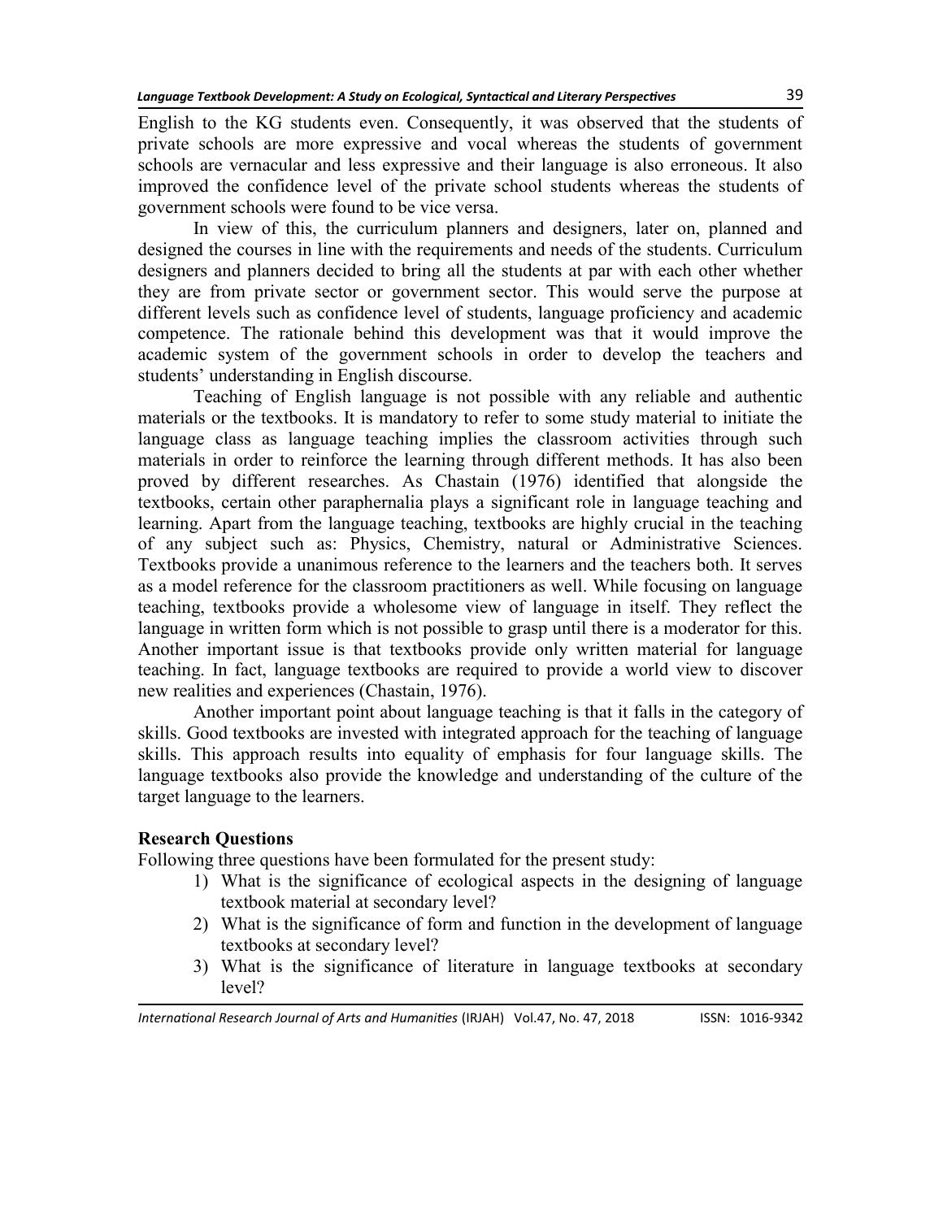English to the KG students even. Consequently, it was observed that the students of private schools are more expressive and vocal whereas the students of government schools are vernacular and less expressive and their language is also erroneous. It also improved the confidence level of the private school students whereas the students of government schools were found to be vice versa.

In view of this, the curriculum planners and designers, later on, planned and designed the courses in line with the requirements and needs of the students. Curriculum designers and planners decided to bring all the students at par with each other whether they are from private sector or government sector. This would serve the purpose at different levels such as confidence level of students, language proficiency and academic competence. The rationale behind this development was that it would improve the academic system of the government schools in order to develop the teachers and students' understanding in English discourse.

Teaching of English language is not possible with any reliable and authentic materials or the textbooks. It is mandatory to refer to some study material to initiate the language class as language teaching implies the classroom activities through such materials in order to reinforce the learning through different methods. It has also been proved by different researches. As Chastain (1976) identified that alongside the textbooks, certain other paraphernalia plays a significant role in language teaching and learning. Apart from the language teaching, textbooks are highly crucial in the teaching of any subject such as: Physics, Chemistry, natural or Administrative Sciences. Textbooks provide a unanimous reference to the learners and the teachers both. It serves as a model reference for the classroom practitioners as well. While focusing on language teaching, textbooks provide a wholesome view of language in itself. They reflect the language in written form which is not possible to grasp until there is a moderator for this. Another important issue is that textbooks provide only written material for language teaching. In fact, language textbooks are required to provide a world view to discover new realities and experiences (Chastain, 1976).

Another important point about language teaching is that it falls in the category of skills. Good textbooks are invested with integrated approach for the teaching of language skills. This approach results into equality of emphasis for four language skills. The language textbooks also provide the knowledge and understanding of the culture of the target language to the learners.

## Research Questions

Following three questions have been formulated for the present study:

1) What is the significance of ecological aspects in the designing of language textbook material at secondary level?
2) What is the significance of form and function in the development of language textbooks at secondary level?
3) What is the significance of literature in language textbooks at secondary level?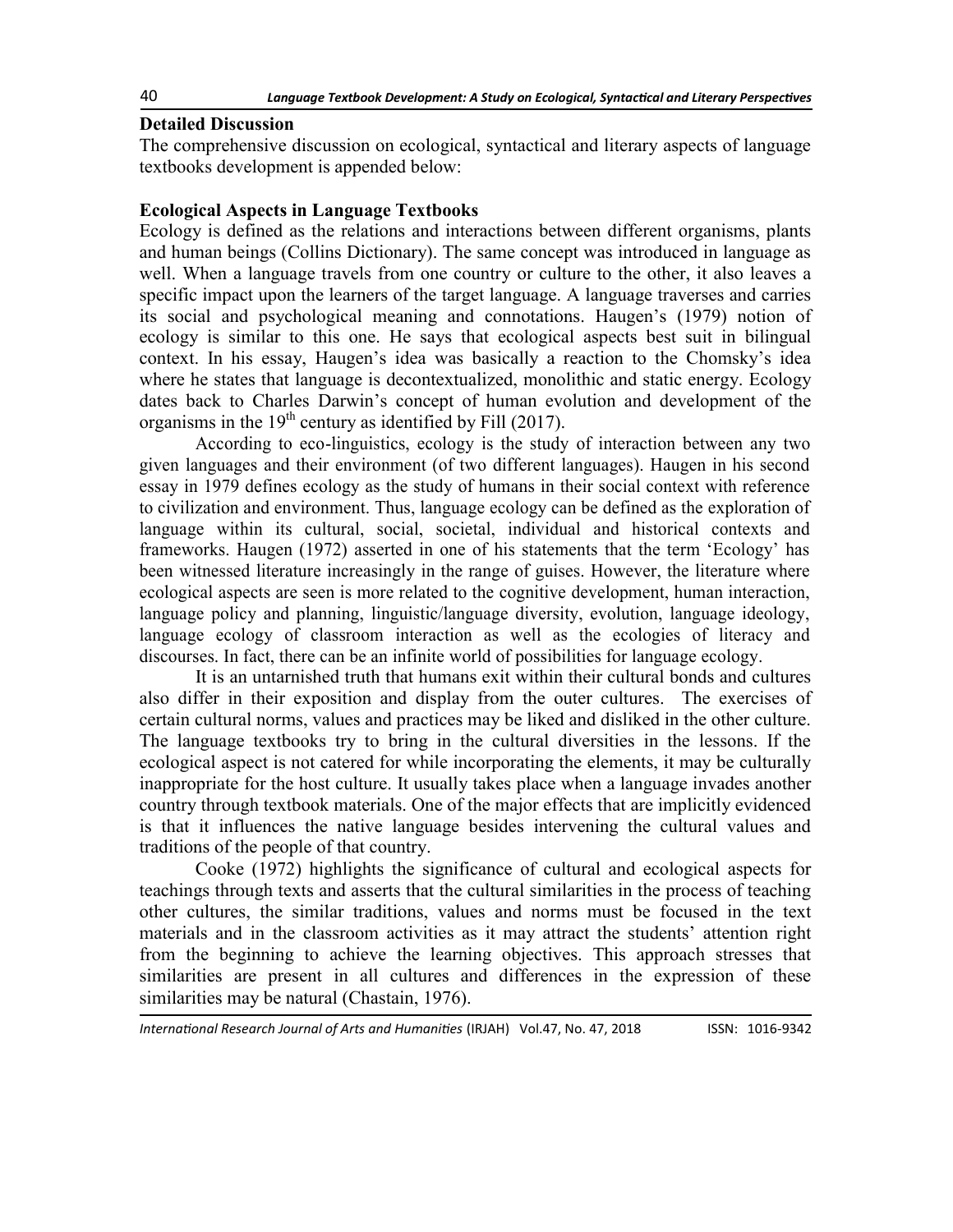## Detailed Discussion

The comprehensive discussion on ecological, syntactical and literary aspects of language textbooks development is appended below:

### Ecological Aspects in Language Textbooks

Ecology is defined as the relations and interactions between different organisms, plants and human beings (Collins Dictionary). The same concept was introduced in language as well. When a language travels from one country or culture to the other, it also leaves a specific impact upon the learners of the target language. A language traverses and carries its social and psychological meaning and connotations. Haugen's (1979) notion of ecology is similar to this one. He says that ecological aspects best suit in bilingual context. In his essay, Haugen's idea was basically a reaction to the Chomsky's idea where he states that language is decontextualized, monolithic and static energy. Ecology dates back to Charles Darwin's concept of human evolution and development of the organisms in the 19th century as identified by Fill (2017).

According to eco-linguistics, ecology is the study of interaction between any two given languages and their environment (of two different languages). Haugen in his second essay in 1979 defines ecology as the study of humans in their social context with reference to civilization and environment. Thus, language ecology can be defined as the exploration of language within its cultural, social, societal, individual and historical contexts and frameworks. Haugen (1972) asserted in one of his statements that the term 'Ecology' has been witnessed literature increasingly in the range of guises. However, the literature where ecological aspects are seen is more related to the cognitive development, human interaction, language policy and planning, linguistic/language diversity, evolution, language ideology, language ecology of classroom interaction as well as the ecologies of literacy and discourses. In fact, there can be an infinite world of possibilities for language ecology.

It is an untarnished truth that humans exit within their cultural bonds and cultures also differ in their exposition and display from the outer cultures. The exercises of certain cultural norms, values and practices may be liked and disliked in the other culture. The language textbooks try to bring in the cultural diversities in the lessons. If the ecological aspect is not catered for while incorporating the elements, it may be culturally inappropriate for the host culture. It usually takes place when a language invades another country through textbook materials. One of the major effects that are implicitly evidenced is that it influences the native language besides intervening the cultural values and traditions of the people of that country.

Cooke (1972) highlights the significance of cultural and ecological aspects for teachings through texts and asserts that the cultural similarities in the process of teaching other cultures, the similar traditions, values and norms must be focused in the text materials and in the classroom activities as it may attract the students' attention right from the beginning to achieve the learning objectives. This approach stresses that similarities are present in all cultures and differences in the expression of these similarities may be natural (Chastain, 1976).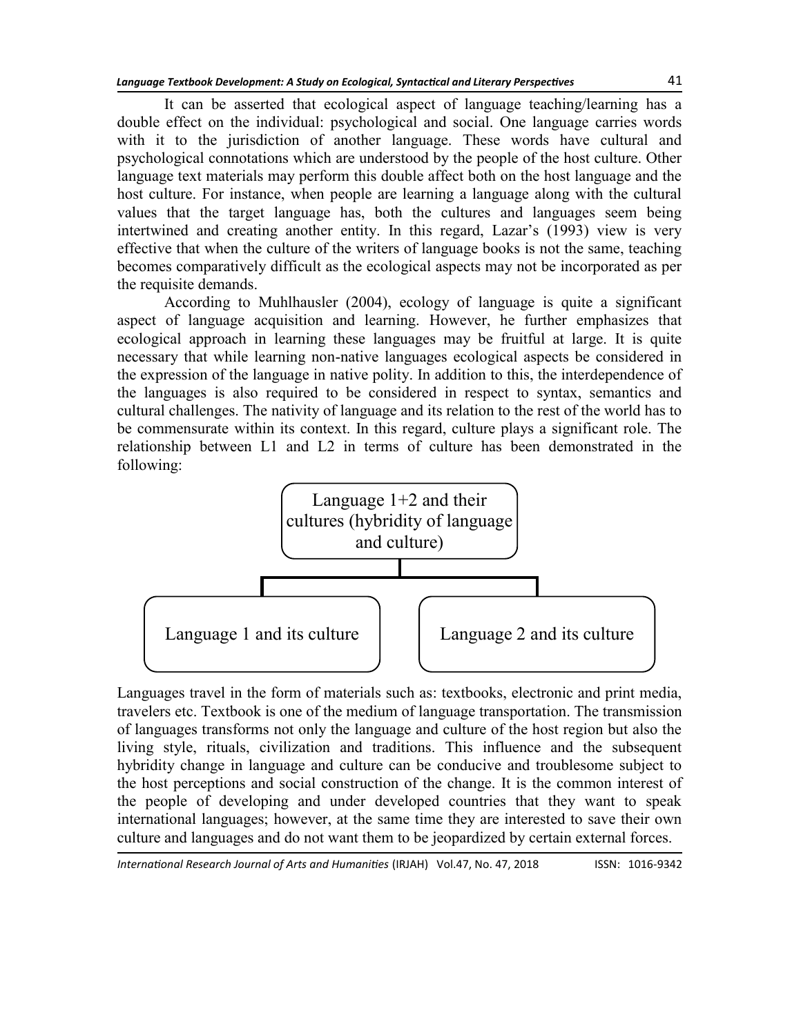It can be asserted that ecological aspect of language teaching/learning has a double effect on the individual: psychological and social. One language carries words with it to the jurisdiction of another language. These words have cultural and psychological connotations which are understood by the people of the host culture. Other language text materials may perform this double affect both on the host language and the host culture. For instance, when people are learning a language along with the cultural values that the target language has, both the cultures and languages seem being intertwined and creating another entity. In this regard, Lazar's (1993) view is very effective that when the culture of the writers of language books is not the same, teaching becomes comparatively difficult as the ecological aspects may not be incorporated as per the requisite demands.

According to Muhlhausler (2004), ecology of language is quite a significant aspect of language acquisition and learning. However, he further emphasizes that ecological approach in learning these languages may be fruitful at large. It is quite necessary that while learning non-native languages ecological aspects be considered in the expression of the language in native polity. In addition to this, the interdependence of the languages is also required to be considered in respect to syntax, semantics and cultural challenges. The nativity of language and its relation to the rest of the world has to be commensurate within its context. In this regard, culture plays a significant role. The relationship between L1 and L2 in terms of culture has been demonstrated in the following:

Language 1+2 and their cultures (hybridity of language and culture)

Language 1 and its culture | Language 2 and its culture

Languages travel in the form of materials such as: textbooks, electronic and print media, travelers etc. Textbook is one of the medium of language transportation. The transmission of languages transforms not only the language and culture of the host region but also the living style, rituals, civilization and traditions. This influence and the subsequent hybridity change in language and culture can be conducive and troublesome subject to the host perceptions and social construction of the change. It is the common interest of the people of developing and under developed countries that they want to speak international languages; however, at the same time they are interested to save their own culture and languages and do not want them to be jeopardized by certain external forces.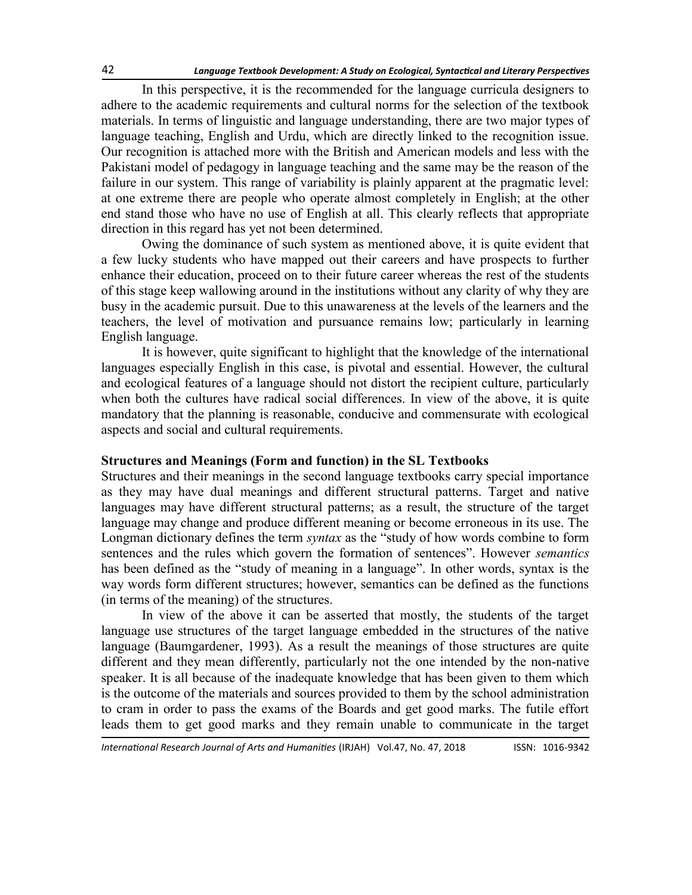In this perspective, it is the recommended for the language curricula designers to adhere to the academic requirements and cultural norms for the selection of the textbook materials. In terms of linguistic and language understanding, there are two major types of language teaching, English and Urdu, which are directly linked to the recognition issue. Our recognition is attached more with the British and American models and less with the Pakistani model of pedagogy in language teaching and the same may be the reason of the failure in our system. This range of variability is plainly apparent at the pragmatic level: at one extreme there are people who operate almost completely in English; at the other end stand those who have no use of English at all. This clearly reflects that appropriate direction in this regard has yet not been determined.

Owing the dominance of such system as mentioned above, it is quite evident that a few lucky students who have mapped out their careers and have prospects to further enhance their education, proceed on to their future career whereas the rest of the students of this stage keep wallowing around in the institutions without any clarity of why they are busy in the academic pursuit. Due to this unawareness at the levels of the learners and the teachers, the level of motivation and pursuance remains low; particularly in learning English language.

It is however, quite significant to highlight that the knowledge of the international languages especially English in this case, is pivotal and essential. However, the cultural and ecological features of a language should not distort the recipient culture, particularly when both the cultures have radical social differences. In view of the above, it is quite mandatory that the planning is reasonable, conducive and commensurate with ecological aspects and social and cultural requirements.

**Structures and Meanings (Form and function) in the SL Textbooks**

Structures and their meanings in the second language textbooks carry special importance as they may have dual meanings and different structural patterns. Target and native languages may have different structural patterns; as a result, the structure of the target language may change and produce different meaning or become erroneous in its use. The Longman dictionary defines the term *syntax* as the "study of how words combine to form sentences and the rules which govern the formation of sentences". However *semantics* has been defined as the "study of meaning in a language". In other words, syntax is the way words form different structures; however, semantics can be defined as the functions (in terms of the meaning) of the structures.

In view of the above it can be asserted that mostly, the students of the target language use structures of the target language embedded in the structures of the native language (Baumgardener, 1993). As a result the meanings of those structures are quite different and they mean differently, particularly not the one intended by the non-native speaker. It is all because of the inadequate knowledge that has been given to them which is the outcome of the materials and sources provided to them by the school administration to cram in order to pass the exams of the Boards and get good marks. The futile effort leads them to get good marks and they remain unable to communicate in the target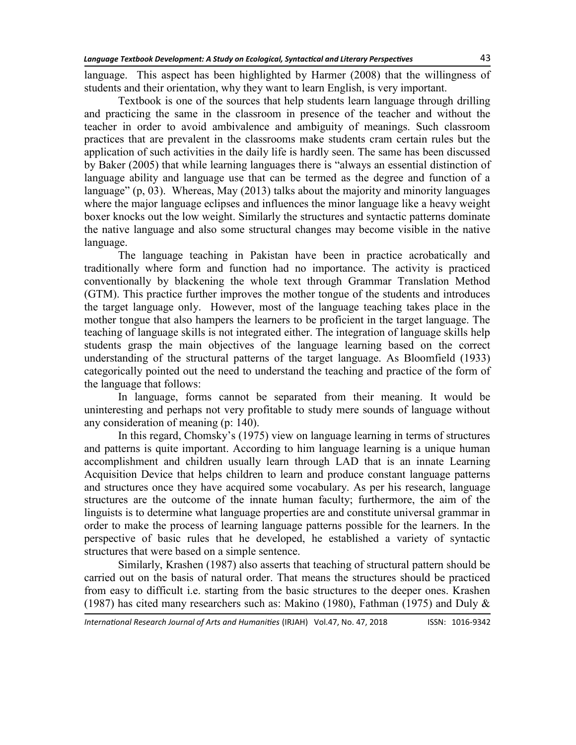language. This aspect has been highlighted by Harmer (2008) that the willingness of students and their orientation, why they want to learn English, is very important.

Textbook is one of the sources that help students learn language through drilling and practicing the same in the classroom in presence of the teacher and without the teacher in order to avoid ambivalence and ambiguity of meanings. Such classroom practices that are prevalent in the classrooms make students cram certain rules but the application of such activities in the daily life is hardly seen. The same has been discussed by Baker (2005) that while learning languages there is "always an essential distinction of language ability and language use that can be termed as the degree and function of a language" (p, 03). Whereas, May (2013) talks about the majority and minority languages where the major language eclipses and influences the minor language like a heavy weight boxer knocks out the low weight. Similarly the structures and syntactic patterns dominate the native language and also some structural changes may become visible in the native language.

The language teaching in Pakistan have been in practice acrobatically and traditionally where form and function had no importance. The activity is practiced conventionally by blackening the whole text through Grammar Translation Method (GTM). This practice further improves the mother tongue of the students and introduces the target language only. However, most of the language teaching takes place in the mother tongue that also hampers the learners to be proficient in the target language. The teaching of language skills is not integrated either. The integration of language skills help students grasp the main objectives of the language learning based on the correct understanding of the structural patterns of the target language. As Bloomfield (1933) categorically pointed out the need to understand the teaching and practice of the form of the language that follows:

In language, forms cannot be separated from their meaning. It would be uninteresting and perhaps not very profitable to study mere sounds of language without any consideration of meaning (p: 140).

In this regard, Chomsky's (1975) view on language learning in terms of structures and patterns is quite important. According to him language learning is a unique human accomplishment and children usually learn through LAD that is an innate Learning Acquisition Device that helps children to learn and produce constant language patterns and structures once they have acquired some vocabulary. As per his research, language structures are the outcome of the innate human faculty; furthermore, the aim of the linguists is to determine what language properties are and constitute universal grammar in order to make the process of learning language patterns possible for the learners. In the perspective of basic rules that he developed, he established a variety of syntactic structures that were based on a simple sentence.

Similarly, Krashen (1987) also asserts that teaching of structural pattern should be carried out on the basis of natural order. That means the structures should be practiced from easy to difficult i.e. starting from the basic structures to the deeper ones. Krashen (1987) has cited many researchers such as: Makino (1980), Fathman (1975) and Duly &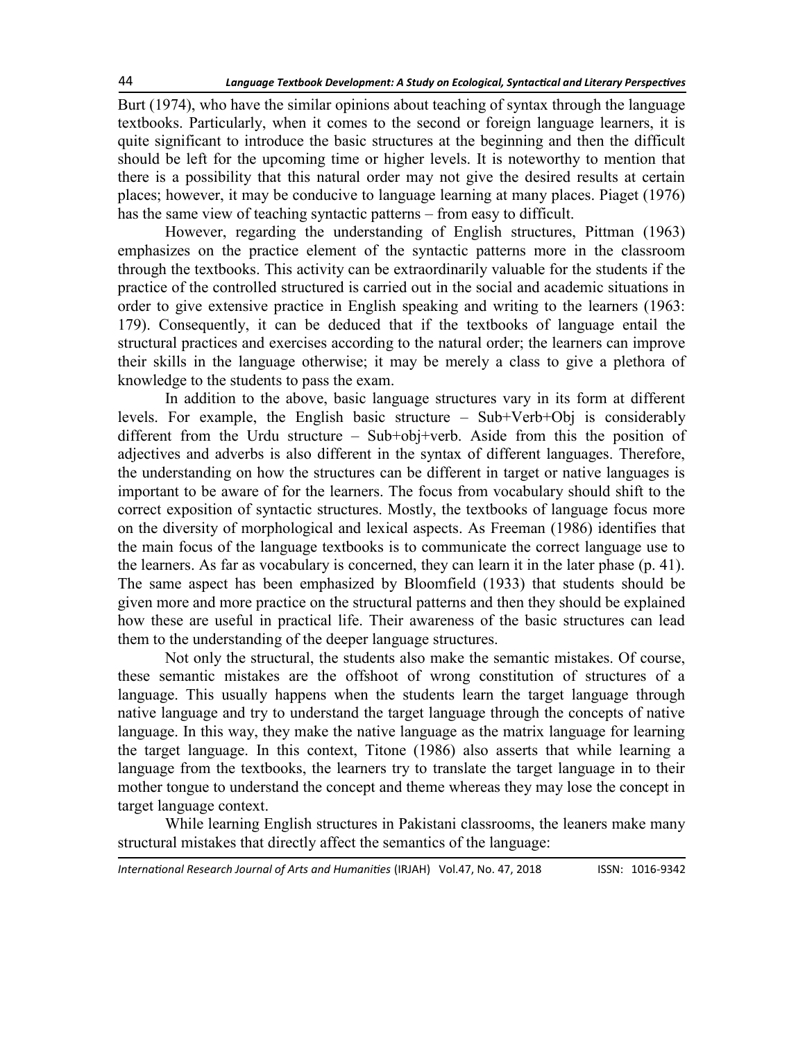Burt (1974), who have the similar opinions about teaching of syntax through the language textbooks. Particularly, when it comes to the second or foreign language learners, it is quite significant to introduce the basic structures at the beginning and then the difficult should be left for the upcoming time or higher levels. It is noteworthy to mention that there is a possibility that this natural order may not give the desired results at certain places; however, it may be conducive to language learning at many places. Piaget (1976) has the same view of teaching syntactic patterns – from easy to difficult.

However, regarding the understanding of English structures, Pittman (1963) emphasizes on the practice element of the syntactic patterns more in the classroom through the textbooks. This activity can be extraordinarily valuable for the students if the practice of the controlled structured is carried out in the social and academic situations in order to give extensive practice in English speaking and writing to the learners (1963: 179). Consequently, it can be deduced that if the textbooks of language entail the structural practices and exercises according to the natural order; the learners can improve their skills in the language otherwise; it may be merely a class to give a plethora of knowledge to the students to pass the exam.

In addition to the above, basic language structures vary in its form at different levels. For example, the English basic structure – Sub+Verb+Obj is considerably different from the Urdu structure – Sub+obj+verb. Aside from this the position of adjectives and adverbs is also different in the syntax of different languages. Therefore, the understanding on how the structures can be different in target or native languages is important to be aware of for the learners. The focus from vocabulary should shift to the correct exposition of syntactic structures. Mostly, the textbooks of language focus more on the diversity of morphological and lexical aspects. As Freeman (1986) identifies that the main focus of the language textbooks is to communicate the correct language use to the learners. As far as vocabulary is concerned, they can learn it in the later phase (p. 41). The same aspect has been emphasized by Bloomfield (1933) that students should be given more and more practice on the structural patterns and then they should be explained how these are useful in practical life. Their awareness of the basic structures can lead them to the understanding of the deeper language structures.

Not only the structural, the students also make the semantic mistakes. Of course, these semantic mistakes are the offshoot of wrong constitution of structures of a language. This usually happens when the students learn the target language through native language and try to understand the target language through the concepts of native language. In this way, they make the native language as the matrix language for learning the target language. In this context, Titone (1986) also asserts that while learning a language from the textbooks, the learners try to translate the target language in to their mother tongue to understand the concept and theme whereas they may lose the concept in target language context.

While learning English structures in Pakistani classrooms, the leaners make many structural mistakes that directly affect the semantics of the language: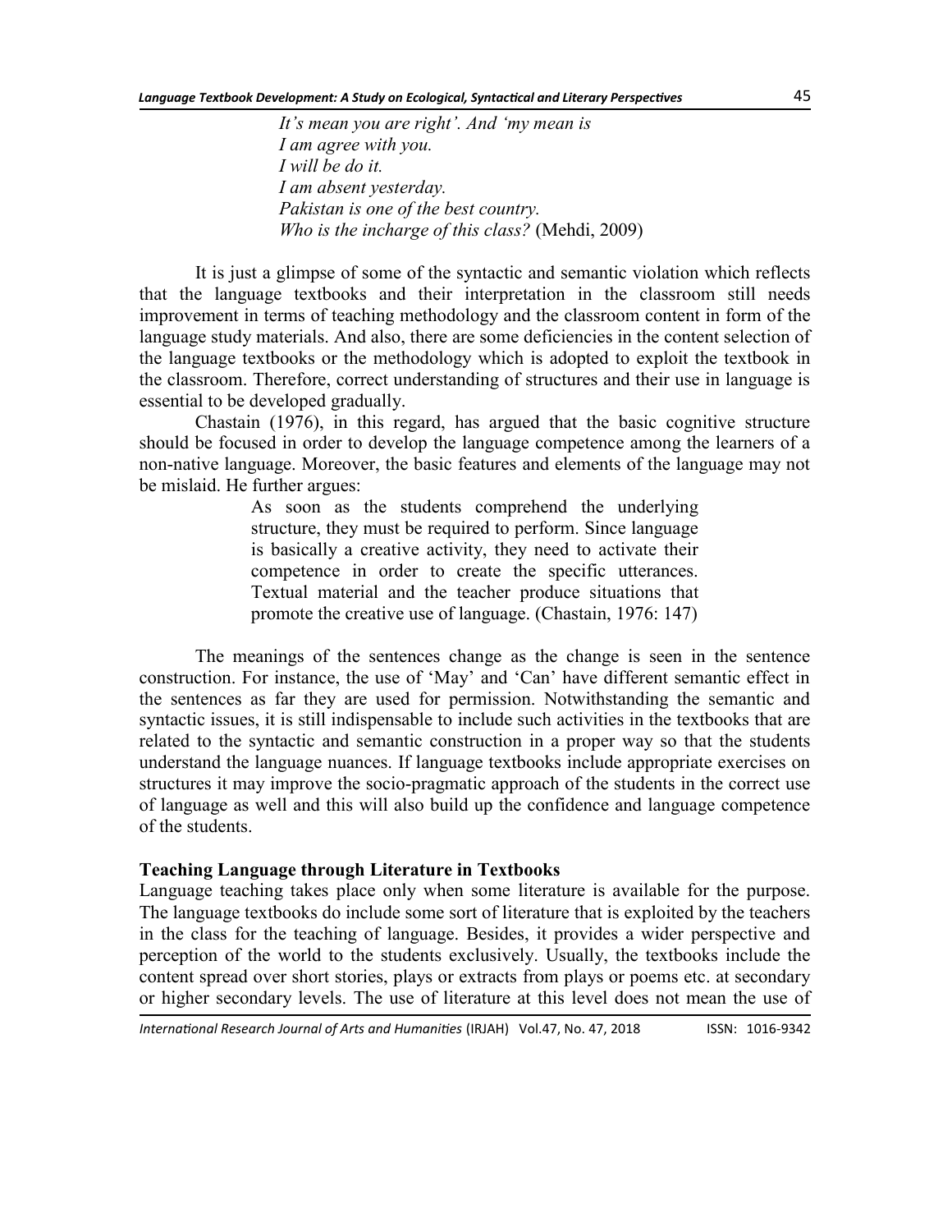*It's mean you are right'. And 'my mean is*
*I am agree with you.*
*I will be do it.*
*I am absent yesterday.*
*Pakistan is one of the best country.*
*Who is the incharge of this class?* (Mehdi, 2009)

It is just a glimpse of some of the syntactic and semantic violation which reflects that the language textbooks and their interpretation in the classroom still needs improvement in terms of teaching methodology and the classroom content in form of the language study materials. And also, there are some deficiencies in the content selection of the language textbooks or the methodology which is adopted to exploit the textbook in the classroom. Therefore, correct understanding of structures and their use in language is essential to be developed gradually.

Chastain (1976), in this regard, has argued that the basic cognitive structure should be focused in order to develop the language competence among the learners of a non-native language. Moreover, the basic features and elements of the language may not be mislaid. He further argues:

> As soon as the students comprehend the underlying structure, they must be required to perform. Since language is basically a creative activity, they need to activate their competence in order to create the specific utterances. Textual material and the teacher produce situations that promote the creative use of language. (Chastain, 1976: 147)

The meanings of the sentences change as the change is seen in the sentence construction. For instance, the use of 'May' and 'Can' have different semantic effect in the sentences as far they are used for permission. Notwithstanding the semantic and syntactic issues, it is still indispensable to include such activities in the textbooks that are related to the syntactic and semantic construction in a proper way so that the students understand the language nuances. If language textbooks include appropriate exercises on structures it may improve the socio-pragmatic approach of the students in the correct use of language as well and this will also build up the confidence and language competence of the students.

**Teaching Language through Literature in Textbooks**

Language teaching takes place only when some literature is available for the purpose. The language textbooks do include some sort of literature that is exploited by the teachers in the class for the teaching of language. Besides, it provides a wider perspective and perception of the world to the students exclusively. Usually, the textbooks include the content spread over short stories, plays or extracts from plays or poems etc. at secondary or higher secondary levels. The use of literature at this level does not mean the use of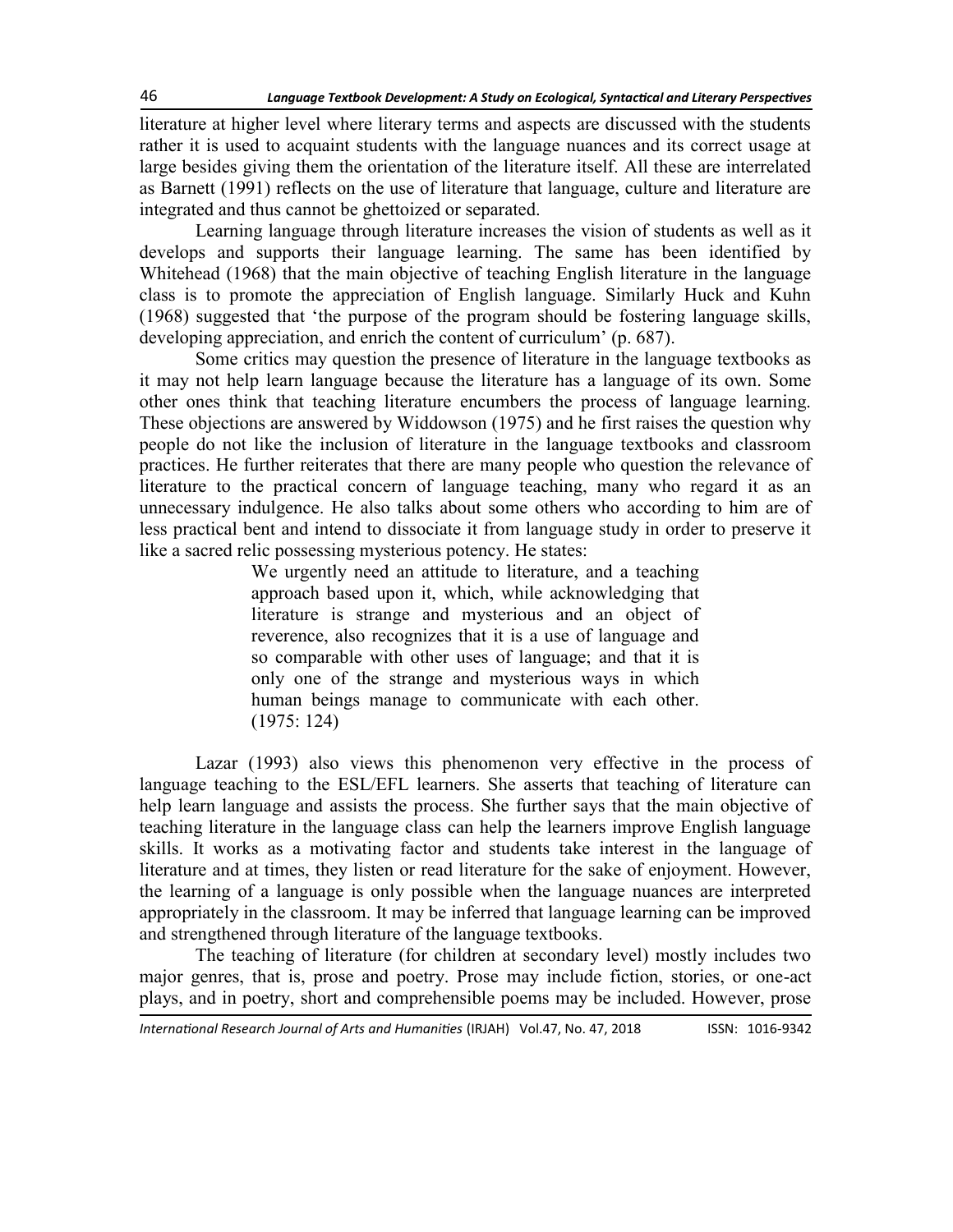literature at higher level where literary terms and aspects are discussed with the students rather it is used to acquaint students with the language nuances and its correct usage at large besides giving them the orientation of the literature itself. All these are interrelated as Barnett (1991) reflects on the use of literature that language, culture and literature are integrated and thus cannot be ghettoized or separated.

Learning language through literature increases the vision of students as well as it develops and supports their language learning. The same has been identified by Whitehead (1968) that the main objective of teaching English literature in the language class is to promote the appreciation of English language. Similarly Huck and Kuhn (1968) suggested that 'the purpose of the program should be fostering language skills, developing appreciation, and enrich the content of curriculum' (p. 687).

Some critics may question the presence of literature in the language textbooks as it may not help learn language because the literature has a language of its own. Some other ones think that teaching literature encumbers the process of language learning. These objections are answered by Widdowson (1975) and he first raises the question why people do not like the inclusion of literature in the language textbooks and classroom practices. He further reiterates that there are many people who question the relevance of literature to the practical concern of language teaching, many who regard it as an unnecessary indulgence. He also talks about some others who according to him are of less practical bent and intend to dissociate it from language study in order to preserve it like a sacred relic possessing mysterious potency. He states:

> We urgently need an attitude to literature, and a teaching approach based upon it, which, while acknowledging that literature is strange and mysterious and an object of reverence, also recognizes that it is a use of language and so comparable with other uses of language; and that it is only one of the strange and mysterious ways in which human beings manage to communicate with each other. (1975: 124)

Lazar (1993) also views this phenomenon very effective in the process of language teaching to the ESL/EFL learners. She asserts that teaching of literature can help learn language and assists the process. She further says that the main objective of teaching literature in the language class can help the learners improve English language skills. It works as a motivating factor and students take interest in the language of literature and at times, they listen or read literature for the sake of enjoyment. However, the learning of a language is only possible when the language nuances are interpreted appropriately in the classroom. It may be inferred that language learning can be improved and strengthened through literature of the language textbooks.

The teaching of literature (for children at secondary level) mostly includes two major genres, that is, prose and poetry. Prose may include fiction, stories, or one-act plays, and in poetry, short and comprehensible poems may be included. However, prose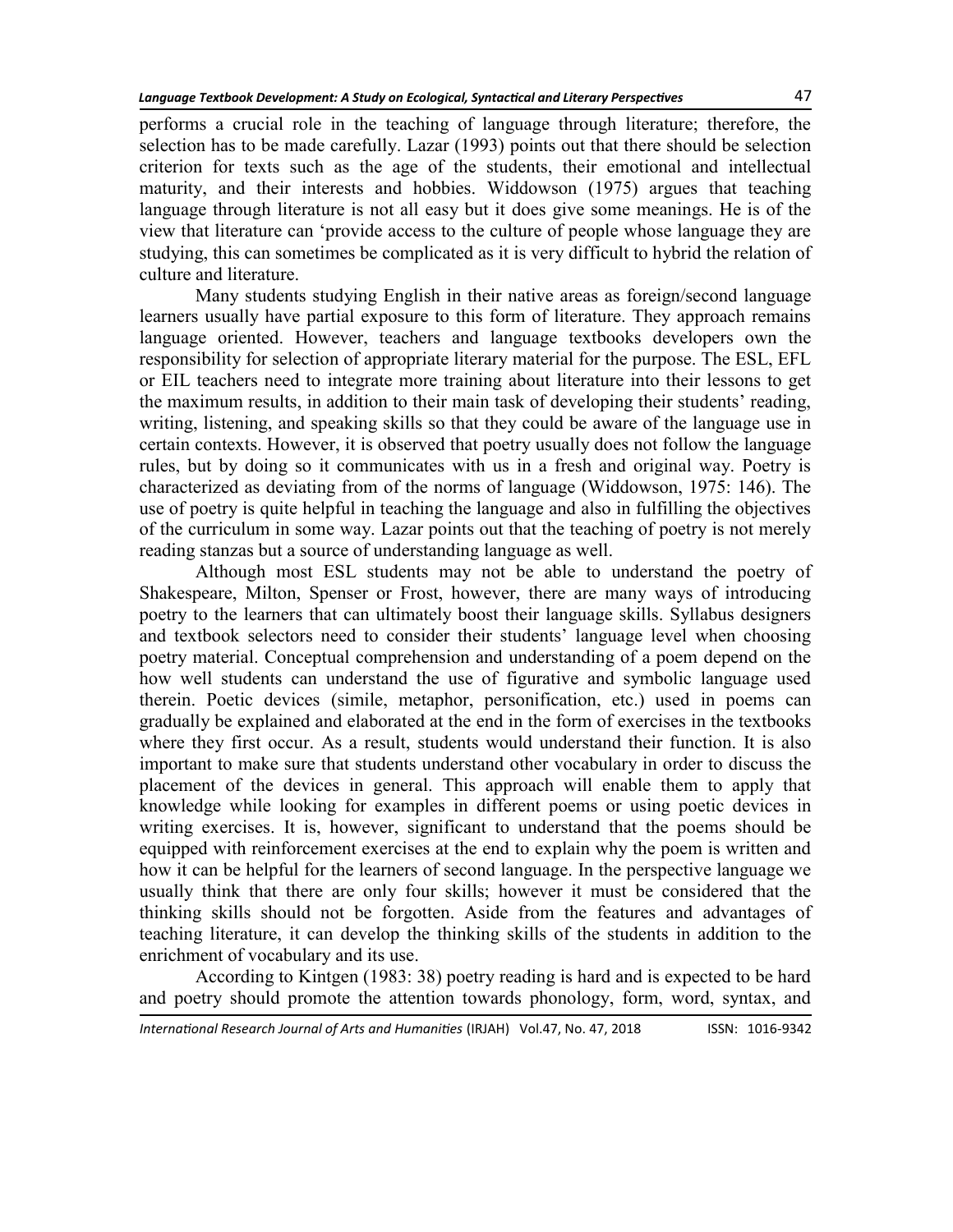performs a crucial role in the teaching of language through literature; therefore, the selection has to be made carefully. Lazar (1993) points out that there should be selection criterion for texts such as the age of the students, their emotional and intellectual maturity, and their interests and hobbies. Widdowson (1975) argues that teaching language through literature is not all easy but it does give some meanings. He is of the view that literature can 'provide access to the culture of people whose language they are studying, this can sometimes be complicated as it is very difficult to hybrid the relation of culture and literature.

Many students studying English in their native areas as foreign/second language learners usually have partial exposure to this form of literature. They approach remains language oriented. However, teachers and language textbooks developers own the responsibility for selection of appropriate literary material for the purpose. The ESL, EFL or EIL teachers need to integrate more training about literature into their lessons to get the maximum results, in addition to their main task of developing their students' reading, writing, listening, and speaking skills so that they could be aware of the language use in certain contexts. However, it is observed that poetry usually does not follow the language rules, but by doing so it communicates with us in a fresh and original way. Poetry is characterized as deviating from of the norms of language (Widdowson, 1975: 146). The use of poetry is quite helpful in teaching the language and also in fulfilling the objectives of the curriculum in some way. Lazar points out that the teaching of poetry is not merely reading stanzas but a source of understanding language as well.

Although most ESL students may not be able to understand the poetry of Shakespeare, Milton, Spenser or Frost, however, there are many ways of introducing poetry to the learners that can ultimately boost their language skills. Syllabus designers and textbook selectors need to consider their students' language level when choosing poetry material. Conceptual comprehension and understanding of a poem depend on the how well students can understand the use of figurative and symbolic language used therein. Poetic devices (simile, metaphor, personification, etc.) used in poems can gradually be explained and elaborated at the end in the form of exercises in the textbooks where they first occur. As a result, students would understand their function. It is also important to make sure that students understand other vocabulary in order to discuss the placement of the devices in general. This approach will enable them to apply that knowledge while looking for examples in different poems or using poetic devices in writing exercises. It is, however, significant to understand that the poems should be equipped with reinforcement exercises at the end to explain why the poem is written and how it can be helpful for the learners of second language. In the perspective language we usually think that there are only four skills; however it must be considered that the thinking skills should not be forgotten. Aside from the features and advantages of teaching literature, it can develop the thinking skills of the students in addition to the enrichment of vocabulary and its use.

According to Kintgen (1983: 38) poetry reading is hard and is expected to be hard and poetry should promote the attention towards phonology, form, word, syntax, and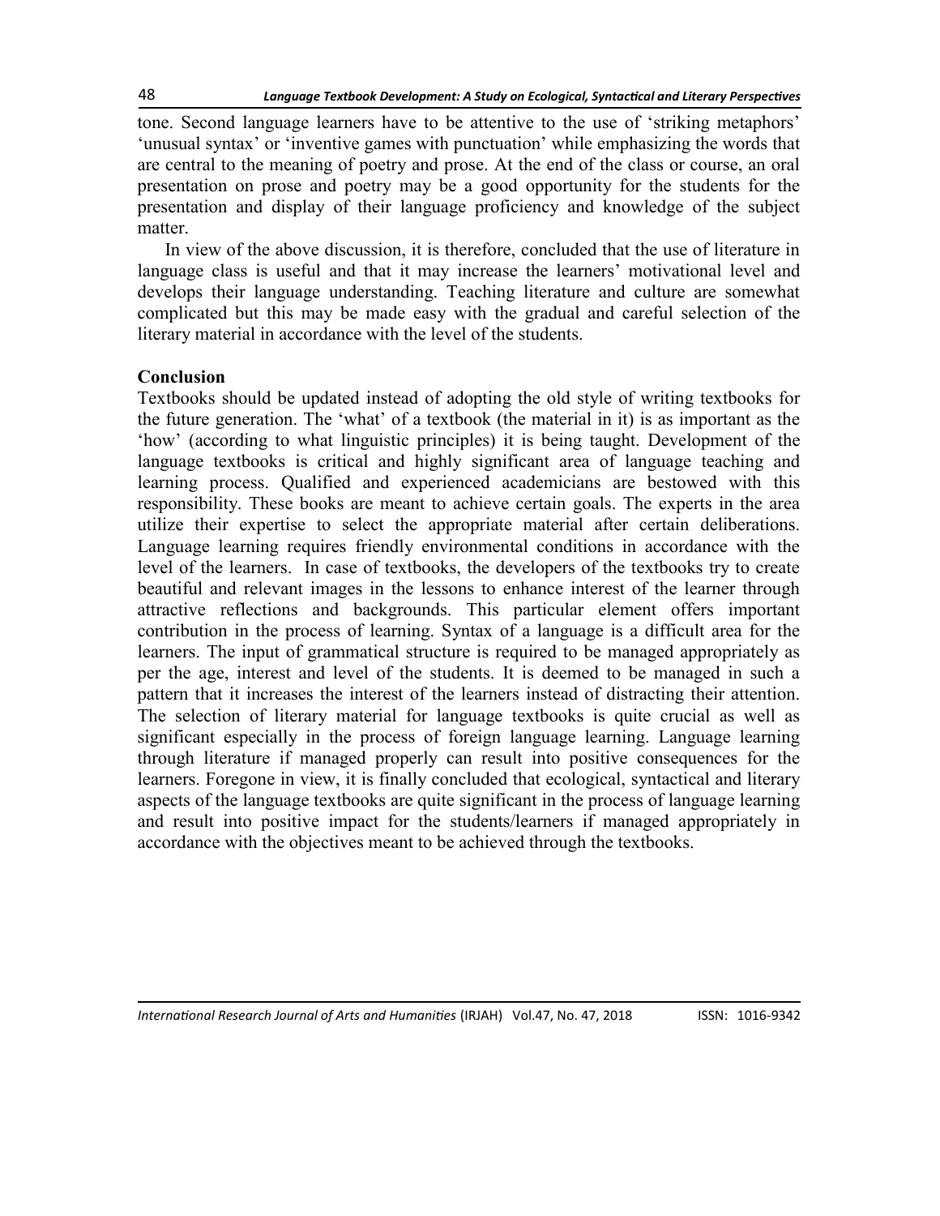tone. Second language learners have to be attentive to the use of 'striking metaphors' 'unusual syntax' or 'inventive games with punctuation' while emphasizing the words that are central to the meaning of poetry and prose. At the end of the class or course, an oral presentation on prose and poetry may be a good opportunity for the students for the presentation and display of their language proficiency and knowledge of the subject matter.

In view of the above discussion, it is therefore, concluded that the use of literature in language class is useful and that it may increase the learners' motivational level and develops their language understanding. Teaching literature and culture are somewhat complicated but this may be made easy with the gradual and careful selection of the literary material in accordance with the level of the students.

## Conclusion

Textbooks should be updated instead of adopting the old style of writing textbooks for the future generation. The 'what' of a textbook (the material in it) is as important as the 'how' (according to what linguistic principles) it is being taught. Development of the language textbooks is critical and highly significant area of language teaching and learning process. Qualified and experienced academicians are bestowed with this responsibility. These books are meant to achieve certain goals. The experts in the area utilize their expertise to select the appropriate material after certain deliberations. Language learning requires friendly environmental conditions in accordance with the level of the learners. In case of textbooks, the developers of the textbooks try to create beautiful and relevant images in the lessons to enhance interest of the learner through attractive reflections and backgrounds. This particular element offers important contribution in the process of learning. Syntax of a language is a difficult area for the learners. The input of grammatical structure is required to be managed appropriately as per the age, interest and level of the students. It is deemed to be managed in such a pattern that it increases the interest of the learners instead of distracting their attention. The selection of literary material for language textbooks is quite crucial as well as significant especially in the process of foreign language learning. Language learning through literature if managed properly can result into positive consequences for the learners. Foregone in view, it is finally concluded that ecological, syntactical and literary aspects of the language textbooks are quite significant in the process of language learning and result into positive impact for the students/learners if managed appropriately in accordance with the objectives meant to be achieved through the textbooks.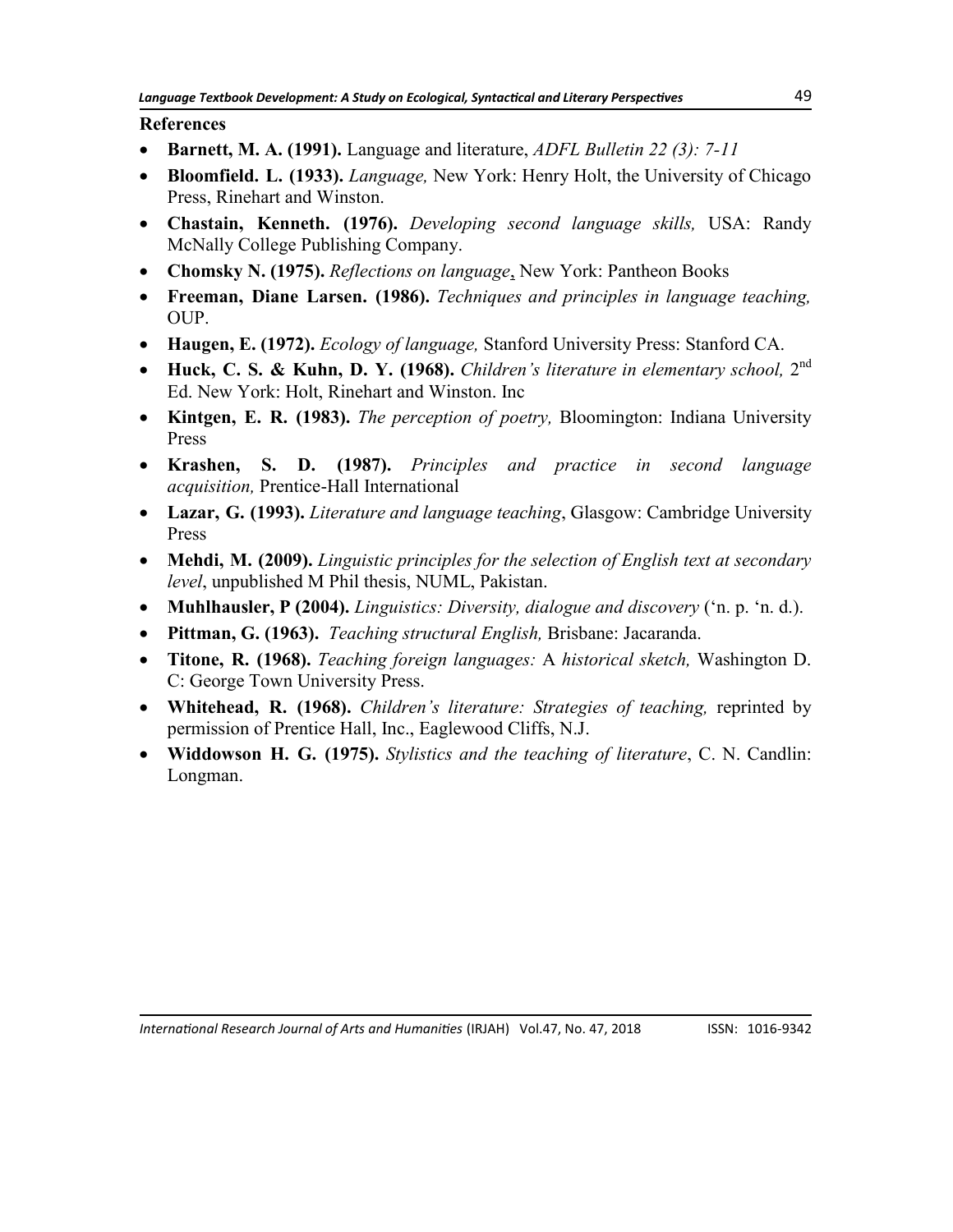**References**

- **Barnett, M. A. (1991).** Language and literature, *ADFL Bulletin 22 (3): 7-11*
- **Bloomfield. L. (1933).** *Language,* New York: Henry Holt, the University of Chicago Press, Rinehart and Winston.
- **Chastain, Kenneth. (1976).** *Developing second language skills,* USA: Randy McNally College Publishing Company.
- **Chomsky N. (1975).** *Reflections on language*, New York: Pantheon Books
- **Freeman, Diane Larsen. (1986).** *Techniques and principles in language teaching,* OUP.
- **Haugen, E. (1972).** *Ecology of language,* Stanford University Press: Stanford CA.
- **Huck, C. S. & Kuhn, D. Y. (1968).** *Children's literature in elementary school,* 2nd Ed. New York: Holt, Rinehart and Winston. Inc
- **Kintgen, E. R. (1983).** *The perception of poetry,* Bloomington: Indiana University Press
- **Krashen, S. D. (1987).** *Principles and practice in second language acquisition,* Prentice-Hall International
- **Lazar, G. (1993).** *Literature and language teaching*, Glasgow: Cambridge University Press
- **Mehdi, M. (2009).** *Linguistic principles for the selection of English text at secondary level*, unpublished M Phil thesis, NUML, Pakistan.
- **Muhlhausler, P (2004).** *Linguistics: Diversity, dialogue and discovery* ('n. p. 'n. d.).
- **Pittman, G. (1963).** *Teaching structural English,* Brisbane: Jacaranda.
- **Titone, R. (1968).** *Teaching foreign languages:* A *historical sketch,* Washington D. C: George Town University Press.
- **Whitehead, R. (1968).** *Children's literature: Strategies of teaching,* reprinted by permission of Prentice Hall, Inc., Eaglewood Cliffs, N.J.
- **Widdowson H. G. (1975).** *Stylistics and the teaching of literature*, C. N. Candlin: Longman.